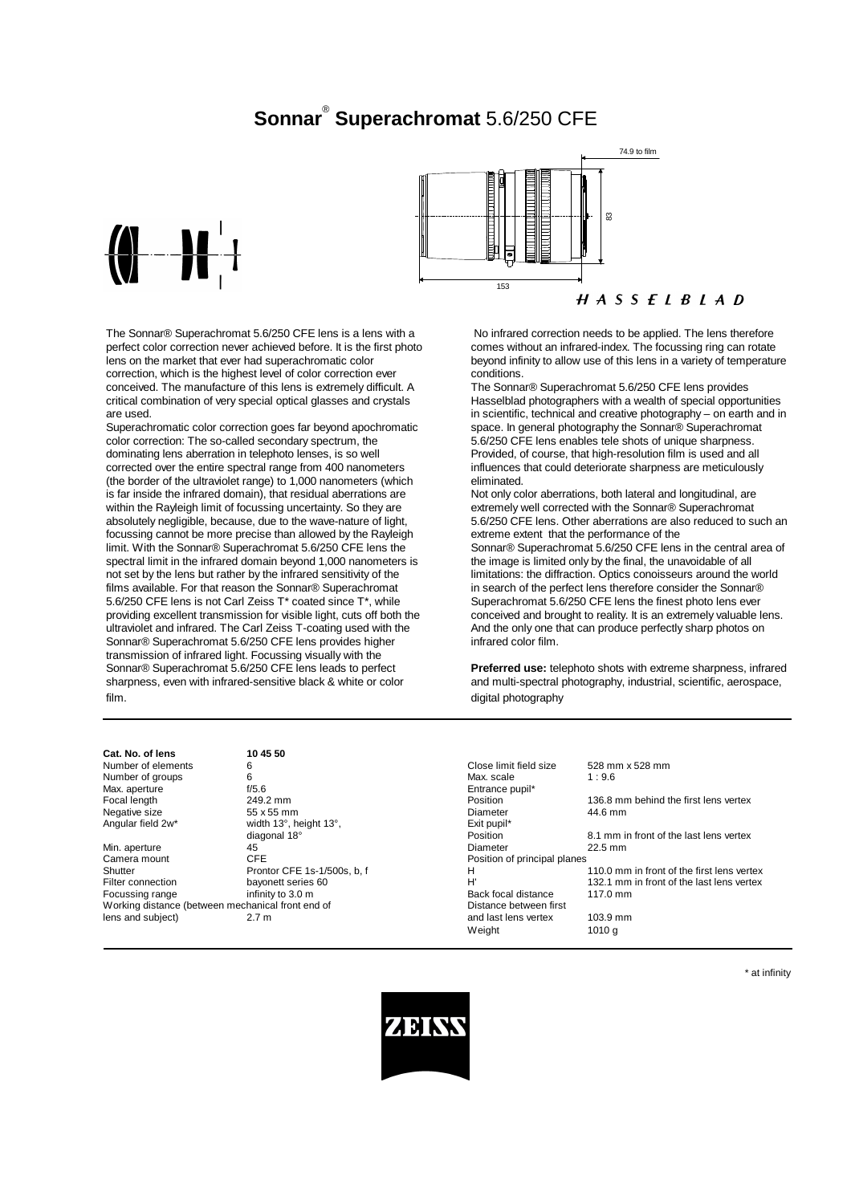# Sonnar® Superachromat 5.6/250 CFE

74.9 to film

83

153

HASSELBLAD

The Sonnar® Superachromat 5.6/250 CFE lens is a lens with a perfect color correction never achieved before. It is the first photo lens on the market that ever had superachromatic color correction, which is the highest level of color correction ever conceived. The manufacture of this lens is extremely difficult. A critical combination of very special optical glasses and crystals are used.

Superachromatic color correction goes far beyond apochromatic color correction: The so-called secondary spectrum, the dominating lens aberration in telephoto lenses, is so well corrected over the entire spectral range from 400 nanometers (the border of the ultraviolet range) to 1,000 nanometers (which is far inside the infrared domain), that residual aberrations are within the Rayleigh limit of focussing uncertainty. So they are absolutely negligible, because, due to the wave-nature of light, focussing cannot be more precise than allowed by the Rayleigh limit. With the Sonnar® Superachromat 5.6/250 CFE lens the spectral limit in the infrared domain beyond 1,000 nanometers is not set by the lens but rather by the infrared sensitivity of the films available. For that reason the Sonnar® Superachromat 5.6/250 CFE lens is not Carl Zeiss T* coated since T*, while providing excellent transmission for visible light, cuts off both the ultraviolet and infrared. The Carl Zeiss T-coating used with the Sonnar® Superachromat 5.6/250 CFE lens provides higher transmission of infrared light. Focussing visually with the Sonnar® Superachromat 5.6/250 CFE lens leads to perfect sharpness, even with infrared-sensitive black & white or color film.

No infrared correction needs to be applied. The lens therefore comes without an infrared-index. The focussing ring can rotate beyond infinity to allow use of this lens in a variety of temperature conditions.

The Sonnar® Superachromat 5.6/250 CFE lens provides Hasselblad photographers with a wealth of special opportunities in scientific, technical and creative photography – on earth and in space. In general photography the Sonnar® Superachromat 5.6/250 CFE lens enables tele shots of unique sharpness. Provided, of course, that high-resolution film is used and all influences that could deteriorate sharpness are meticulously eliminated.

Not only color aberrations, both lateral and longitudinal, are extremely well corrected with the Sonnar® Superachromat 5.6/250 CFE lens. Other aberrations are also reduced to such an extreme extent that the performance of the Sonnar® Superachromat 5.6/250 CFE lens in the central area of the image is limited only by the final, the unavoidable of all limitations: the diffraction. Optics conoisseurs around the world in search of the perfect lens therefore consider the Sonnar® Superachromat 5.6/250 CFE lens the finest photo lens ever conceived and brought to reality. It is an extremely valuable lens. And the only one that can produce perfectly sharp photos on infrared color film.

**Preferred use:** telephoto shots with extreme sharpness, infrared and multi-spectral photography, industrial, scientific, aerospace, digital photography

| **Cat. No. of lens** | **10 45 50** |
|---|---|
| Number of elements | 6 |
| Number of groups | 6 |
| Max. aperture | f/5.6 |
| Focal length | 249.2 mm |
| Negative size | 55 x 55 mm |
| Angular field 2w* | width 13°, height 13°, diagonal 18° |
| Min. aperture | 45 |
| Camera mount | CFE |
| Shutter | Prontor CFE 1s-1/500s, b, f |
| Filter connection | bayonett series 60 |
| Focussing range | infinity to 3.0 m |
| Working distance (between mechanical front end of lens and subject) | 2.7 m |

| | |
|---|---|
| Close limit field size | 528 mm x 528 mm |
| Max. scale | 1 : 9.6 |
| Entrance pupil* | |
| Position | 136.8 mm behind the first lens vertex |
| Diameter | 44.6 mm |
| Exit pupil* | |
| Position | 8.1 mm in front of the last lens vertex |
| Diameter | 22.5 mm |
| Position of principal planes | |
| H | 110.0 mm in front of the first lens vertex |
| H' | 132.1 mm in front of the last lens vertex |
| Back focal distance | 117.0 mm |
| Distance between first and last lens vertex | 103.9 mm |
| Weight | 1010 g |

\* at infinity

ZEISS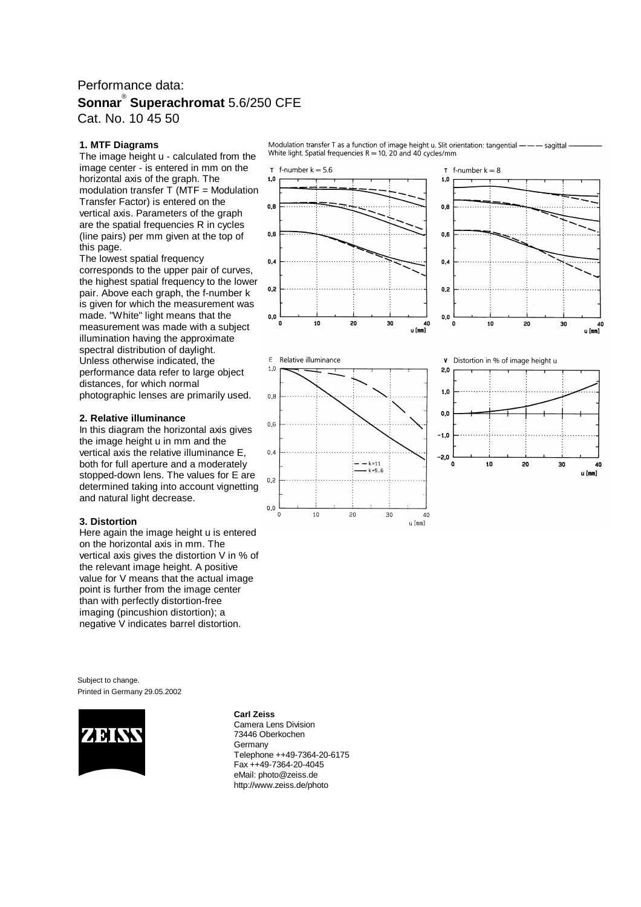Performance data:

# Sonnar® Superachromat 5.6/250 CFE

Cat. No. 10 45 50

### 1. MTF Diagrams

The image height u - calculated from the image center - is entered in mm on the horizontal axis of the graph. The modulation transfer T (MTF = Modulation Transfer Factor) is entered on the vertical axis. Parameters of the graph are the spatial frequencies R in cycles (line pairs) per mm given at the top of this page.

The lowest spatial frequency corresponds to the upper pair of curves, the highest spatial frequency to the lower pair. Above each graph, the f-number k is given for which the measurement was made. "White" light means that the measurement was made with a subject illumination having the approximate spectral distribution of daylight.

Unless otherwise indicated, the performance data refer to large object distances, for which normal photographic lenses are primarily used.

### 2. Relative illuminance

In this diagram the horizontal axis gives the image height u in mm and the vertical axis the relative illuminance E, both for full aperture and a moderately stopped-down lens. The values for E are determined taking into account vignetting and natural light decrease.

### 3. Distortion

Here again the image height u is entered on the horizontal axis in mm. The vertical axis gives the distortion V in % of the relevant image height. A positive value for V means that the actual image point is further from the image center than with perfectly distortion-free imaging (pincushion distortion); a negative V indicates barrel distortion.

Modulation transfer T as a function of image height u. Slit orientation: tangential — — — sagittal ———
White light. Spatial frequencies R = 10, 20 and 40 cycles/mm

T f-number k = 5.6
1,0
0,8
0,6
0,4
0,2
0,0
0 10 20 30 40
u [mm]

T f-number k = 8
1,0
0,8
0,6
0,4
0,2
0,0
0 10 20 30 40
u [mm]

E Relative illuminance
1,0
0,8
0,6
0,4
0,2
0,0
0 10 20 30 40
u [mm]
k=11
k=5.6

V Distortion in % of image height u
2,0
1,0
0,0
−1,0
−2,0
0 10 20 30 40
u [mm]

Subject to change.
Printed in Germany 29.05.2002

ZEISS

**Carl Zeiss**
Camera Lens Division
73446 Oberkochen
Germany
Telephone ++49-7364-20-6175
Fax ++49-7364-20-4045
eMail: photo@zeiss.de
http://www.zeiss.de/photo